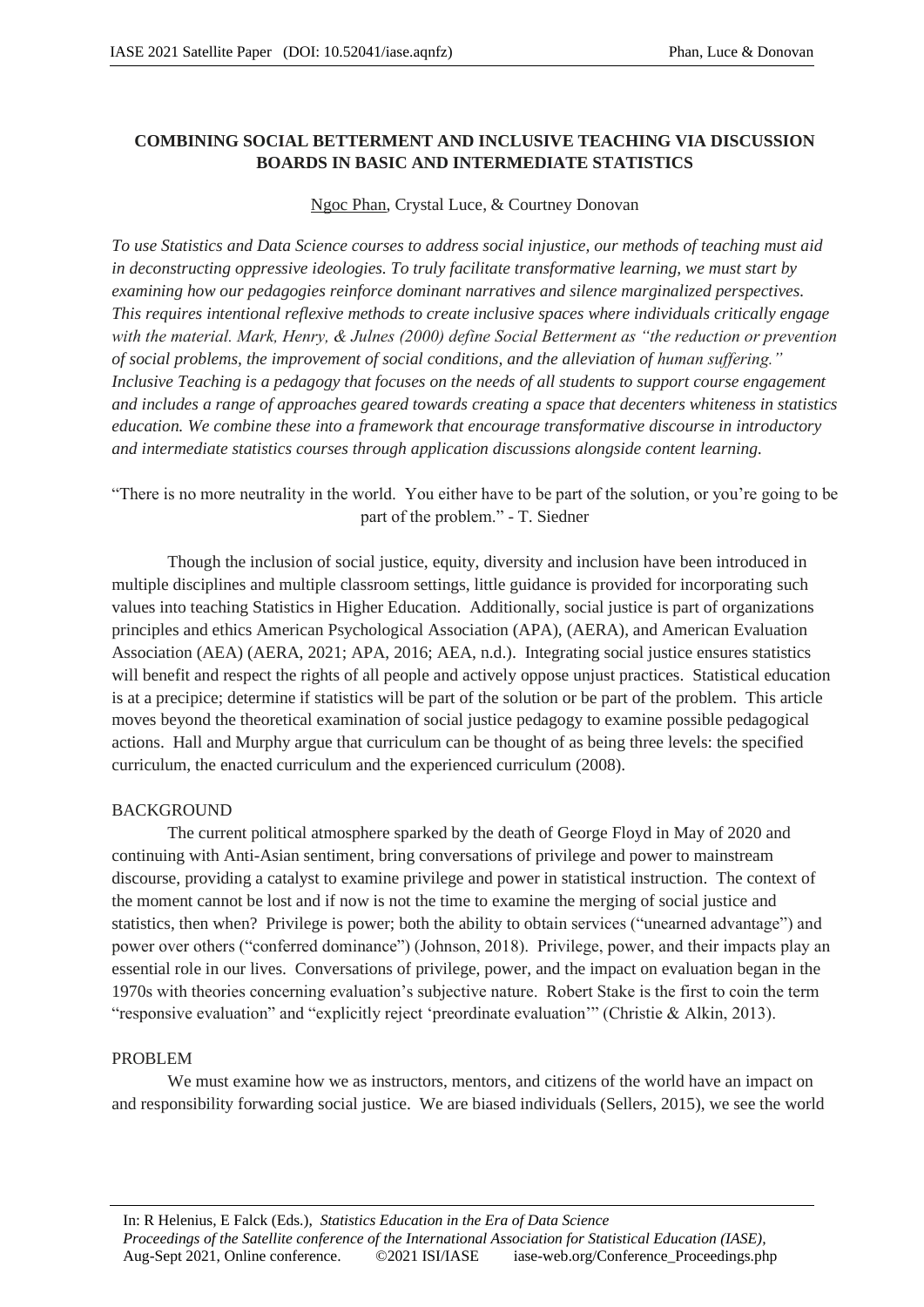# COMBINING SOCIAL BETTERMENT AND INCLUSIVE TEACHING VIA DISCUSSION BOARDS IN BASIC AND INTERMEDIATE STATISTICS

Ngoc Phan, Crystal Luce, & Courtney Donovan

*To use Statistics and Data Science courses to address social injustice, our methods of teaching must aid in deconstructing oppressive ideologies. To truly facilitate transformative learning, we must start by examining how our pedagogies reinforce dominant narratives and silence marginalized perspectives. This requires intentional reflexive methods to create inclusive spaces where individuals critically engage with the material. Mark, Henry, & Julnes (2000) define Social Betterment as "the reduction or prevention of social problems, the improvement of social conditions, and the alleviation of human suffering." Inclusive Teaching is a pedagogy that focuses on the needs of all students to support course engagement and includes a range of approaches geared towards creating a space that decenters whiteness in statistics education. We combine these into a framework that encourage transformative discourse in introductory and intermediate statistics courses through application discussions alongside content learning.*

"There is no more neutrality in the world. You either have to be part of the solution, or you're going to be part of the problem." - T. Siedner

Though the inclusion of social justice, equity, diversity and inclusion have been introduced in multiple disciplines and multiple classroom settings, little guidance is provided for incorporating such values into teaching Statistics in Higher Education. Additionally, social justice is part of organizations principles and ethics American Psychological Association (APA), (AERA), and American Evaluation Association (AEA) (AERA, 2021; APA, 2016; AEA, n.d.). Integrating social justice ensures statistics will benefit and respect the rights of all people and actively oppose unjust practices. Statistical education is at a precipice; determine if statistics will be part of the solution or be part of the problem. This article moves beyond the theoretical examination of social justice pedagogy to examine possible pedagogical actions. Hall and Murphy argue that curriculum can be thought of as being three levels: the specified curriculum, the enacted curriculum and the experienced curriculum (2008).

## BACKGROUND

The current political atmosphere sparked by the death of George Floyd in May of 2020 and continuing with Anti-Asian sentiment, bring conversations of privilege and power to mainstream discourse, providing a catalyst to examine privilege and power in statistical instruction. The context of the moment cannot be lost and if now is not the time to examine the merging of social justice and statistics, then when? Privilege is power; both the ability to obtain services ("unearned advantage") and power over others ("conferred dominance") (Johnson, 2018). Privilege, power, and their impacts play an essential role in our lives. Conversations of privilege, power, and the impact on evaluation began in the 1970s with theories concerning evaluation's subjective nature. Robert Stake is the first to coin the term "responsive evaluation" and "explicitly reject 'preordinate evaluation'" (Christie & Alkin, 2013).

## PROBLEM

We must examine how we as instructors, mentors, and citizens of the world have an impact on and responsibility forwarding social justice. We are biased individuals (Sellers, 2015), we see the world

In: R Helenius, E Falck (Eds.), *Statistics Education in the Era of Data Science*
*Proceedings of the Satellite conference of the International Association for Statistical Education (IASE)*, Aug-Sept 2021, Online conference. ©2021 ISI/IASE iase-web.org/Conference_Proceedings.php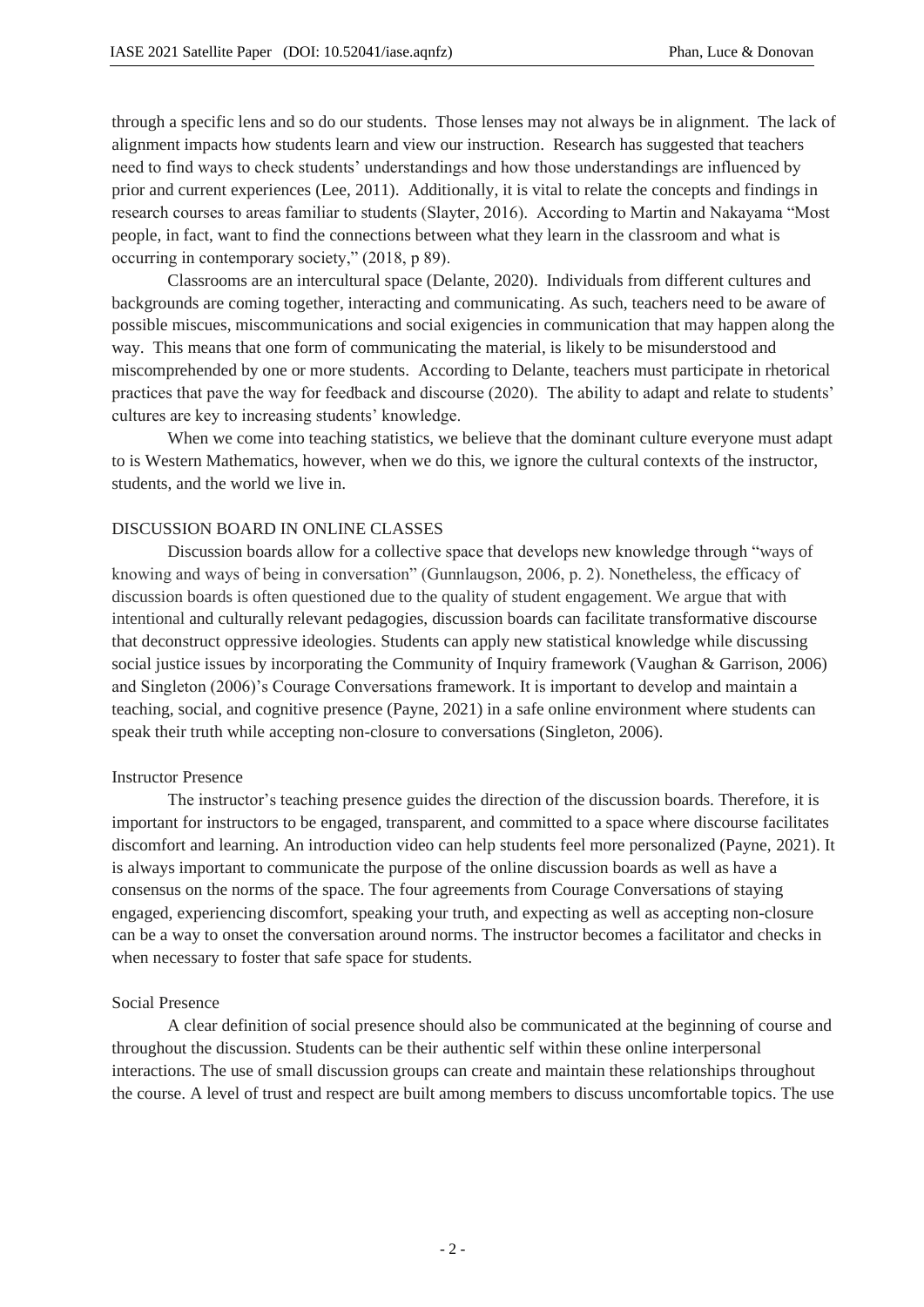through a specific lens and so do our students. Those lenses may not always be in alignment. The lack of alignment impacts how students learn and view our instruction. Research has suggested that teachers need to find ways to check students' understandings and how those understandings are influenced by prior and current experiences (Lee, 2011). Additionally, it is vital to relate the concepts and findings in research courses to areas familiar to students (Slayter, 2016). According to Martin and Nakayama "Most people, in fact, want to find the connections between what they learn in the classroom and what is occurring in contemporary society," (2018, p 89).

Classrooms are an intercultural space (Delante, 2020). Individuals from different cultures and backgrounds are coming together, interacting and communicating. As such, teachers need to be aware of possible miscues, miscommunications and social exigencies in communication that may happen along the way. This means that one form of communicating the material, is likely to be misunderstood and miscomprehended by one or more students. According to Delante, teachers must participate in rhetorical practices that pave the way for feedback and discourse (2020). The ability to adapt and relate to students' cultures are key to increasing students' knowledge.

When we come into teaching statistics, we believe that the dominant culture everyone must adapt to is Western Mathematics, however, when we do this, we ignore the cultural contexts of the instructor, students, and the world we live in.

## DISCUSSION BOARD IN ONLINE CLASSES

Discussion boards allow for a collective space that develops new knowledge through "ways of knowing and ways of being in conversation" (Gunnlaugson, 2006, p. 2). Nonetheless, the efficacy of discussion boards is often questioned due to the quality of student engagement. We argue that with intentional and culturally relevant pedagogies, discussion boards can facilitate transformative discourse that deconstruct oppressive ideologies. Students can apply new statistical knowledge while discussing social justice issues by incorporating the Community of Inquiry framework (Vaughan & Garrison, 2006) and Singleton (2006)'s Courage Conversations framework. It is important to develop and maintain a teaching, social, and cognitive presence (Payne, 2021) in a safe online environment where students can speak their truth while accepting non-closure to conversations (Singleton, 2006).

### Instructor Presence

The instructor's teaching presence guides the direction of the discussion boards. Therefore, it is important for instructors to be engaged, transparent, and committed to a space where discourse facilitates discomfort and learning. An introduction video can help students feel more personalized (Payne, 2021). It is always important to communicate the purpose of the online discussion boards as well as have a consensus on the norms of the space. The four agreements from Courage Conversations of staying engaged, experiencing discomfort, speaking your truth, and expecting as well as accepting non-closure can be a way to onset the conversation around norms. The instructor becomes a facilitator and checks in when necessary to foster that safe space for students.

### Social Presence

A clear definition of social presence should also be communicated at the beginning of course and throughout the discussion. Students can be their authentic self within these online interpersonal interactions. The use of small discussion groups can create and maintain these relationships throughout the course. A level of trust and respect are built among members to discuss uncomfortable topics. The use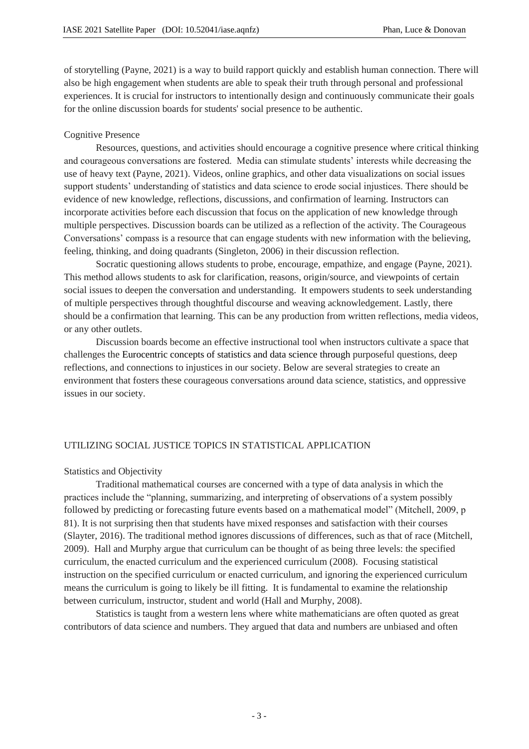of storytelling (Payne, 2021) is a way to build rapport quickly and establish human connection. There will also be high engagement when students are able to speak their truth through personal and professional experiences. It is crucial for instructors to intentionally design and continuously communicate their goals for the online discussion boards for students' social presence to be authentic.

### Cognitive Presence

Resources, questions, and activities should encourage a cognitive presence where critical thinking and courageous conversations are fostered. Media can stimulate students' interests while decreasing the use of heavy text (Payne, 2021). Videos, online graphics, and other data visualizations on social issues support students' understanding of statistics and data science to erode social injustices. There should be evidence of new knowledge, reflections, discussions, and confirmation of learning. Instructors can incorporate activities before each discussion that focus on the application of new knowledge through multiple perspectives. Discussion boards can be utilized as a reflection of the activity. The Courageous Conversations' compass is a resource that can engage students with new information with the believing, feeling, thinking, and doing quadrants (Singleton, 2006) in their discussion reflection.

Socratic questioning allows students to probe, encourage, empathize, and engage (Payne, 2021). This method allows students to ask for clarification, reasons, origin/source, and viewpoints of certain social issues to deepen the conversation and understanding. It empowers students to seek understanding of multiple perspectives through thoughtful discourse and weaving acknowledgement. Lastly, there should be a confirmation that learning. This can be any production from written reflections, media videos, or any other outlets.

Discussion boards become an effective instructional tool when instructors cultivate a space that challenges the Eurocentric concepts of statistics and data science through purposeful questions, deep reflections, and connections to injustices in our society. Below are several strategies to create an environment that fosters these courageous conversations around data science, statistics, and oppressive issues in our society.

## UTILIZING SOCIAL JUSTICE TOPICS IN STATISTICAL APPLICATION

### Statistics and Objectivity

Traditional mathematical courses are concerned with a type of data analysis in which the practices include the "planning, summarizing, and interpreting of observations of a system possibly followed by predicting or forecasting future events based on a mathematical model" (Mitchell, 2009, p 81). It is not surprising then that students have mixed responses and satisfaction with their courses (Slayter, 2016). The traditional method ignores discussions of differences, such as that of race (Mitchell, 2009). Hall and Murphy argue that curriculum can be thought of as being three levels: the specified curriculum, the enacted curriculum and the experienced curriculum (2008). Focusing statistical instruction on the specified curriculum or enacted curriculum, and ignoring the experienced curriculum means the curriculum is going to likely be ill fitting. It is fundamental to examine the relationship between curriculum, instructor, student and world (Hall and Murphy, 2008).

Statistics is taught from a western lens where white mathematicians are often quoted as great contributors of data science and numbers. They argued that data and numbers are unbiased and often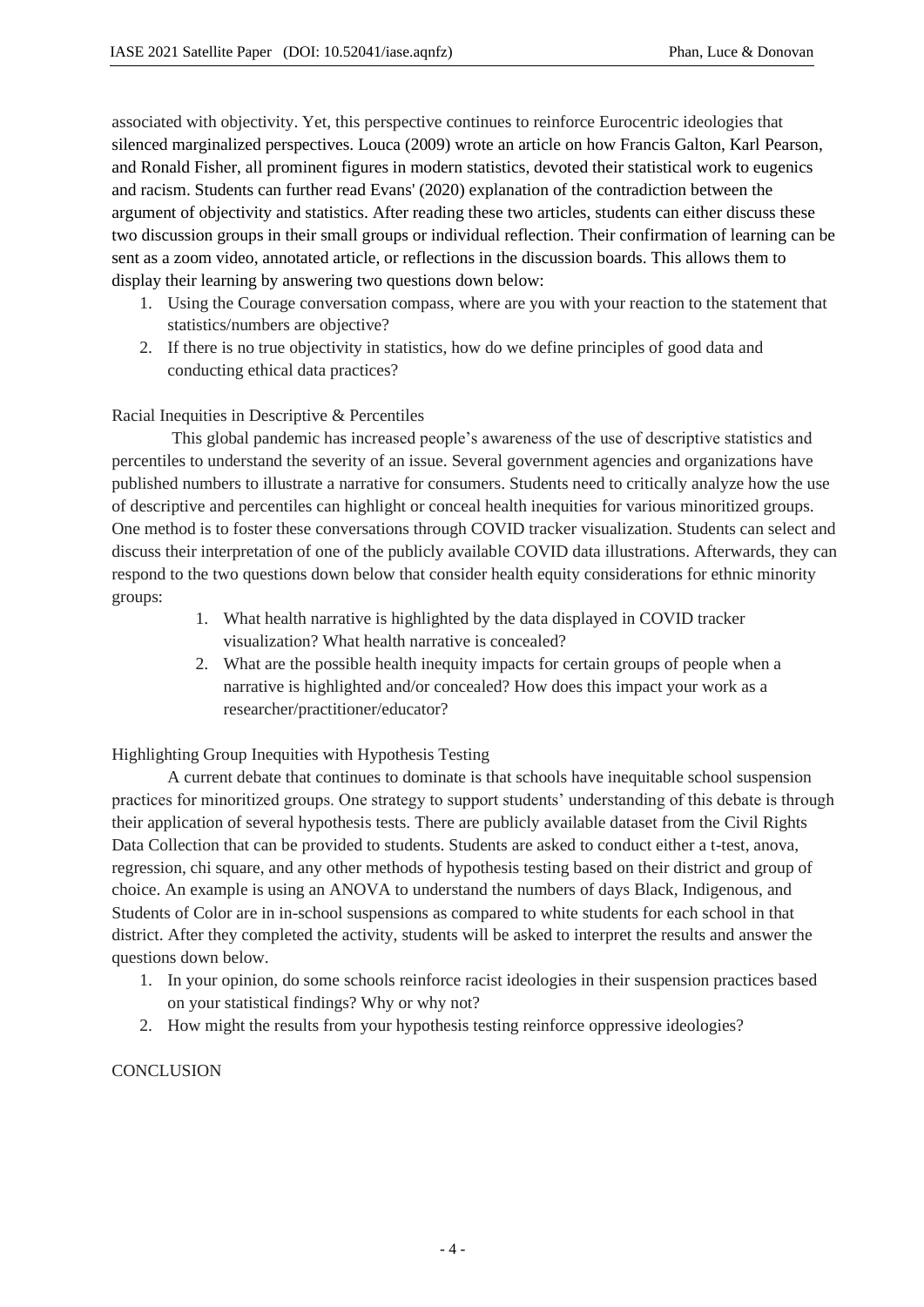associated with objectivity. Yet, this perspective continues to reinforce Eurocentric ideologies that silenced marginalized perspectives. Louca (2009) wrote an article on how Francis Galton, Karl Pearson, and Ronald Fisher, all prominent figures in modern statistics, devoted their statistical work to eugenics and racism. Students can further read Evans' (2020) explanation of the contradiction between the argument of objectivity and statistics. After reading these two articles, students can either discuss these two discussion groups in their small groups or individual reflection. Their confirmation of learning can be sent as a zoom video, annotated article, or reflections in the discussion boards. This allows them to display their learning by answering two questions down below:

1. Using the Courage conversation compass, where are you with your reaction to the statement that statistics/numbers are objective?
2. If there is no true objectivity in statistics, how do we define principles of good data and conducting ethical data practices?

### Racial Inequities in Descriptive & Percentiles

This global pandemic has increased people's awareness of the use of descriptive statistics and percentiles to understand the severity of an issue. Several government agencies and organizations have published numbers to illustrate a narrative for consumers. Students need to critically analyze how the use of descriptive and percentiles can highlight or conceal health inequities for various minoritized groups. One method is to foster these conversations through COVID tracker visualization. Students can select and discuss their interpretation of one of the publicly available COVID data illustrations. Afterwards, they can respond to the two questions down below that consider health equity considerations for ethnic minority groups:

1. What health narrative is highlighted by the data displayed in COVID tracker visualization? What health narrative is concealed?
2. What are the possible health inequity impacts for certain groups of people when a narrative is highlighted and/or concealed? How does this impact your work as a researcher/practitioner/educator?

### Highlighting Group Inequities with Hypothesis Testing

A current debate that continues to dominate is that schools have inequitable school suspension practices for minoritized groups. One strategy to support students' understanding of this debate is through their application of several hypothesis tests. There are publicly available dataset from the Civil Rights Data Collection that can be provided to students. Students are asked to conduct either a t-test, anova, regression, chi square, and any other methods of hypothesis testing based on their district and group of choice. An example is using an ANOVA to understand the numbers of days Black, Indigenous, and Students of Color are in in-school suspensions as compared to white students for each school in that district. After they completed the activity, students will be asked to interpret the results and answer the questions down below.

1. In your opinion, do some schools reinforce racist ideologies in their suspension practices based on your statistical findings? Why or why not?
2. How might the results from your hypothesis testing reinforce oppressive ideologies?

## CONCLUSION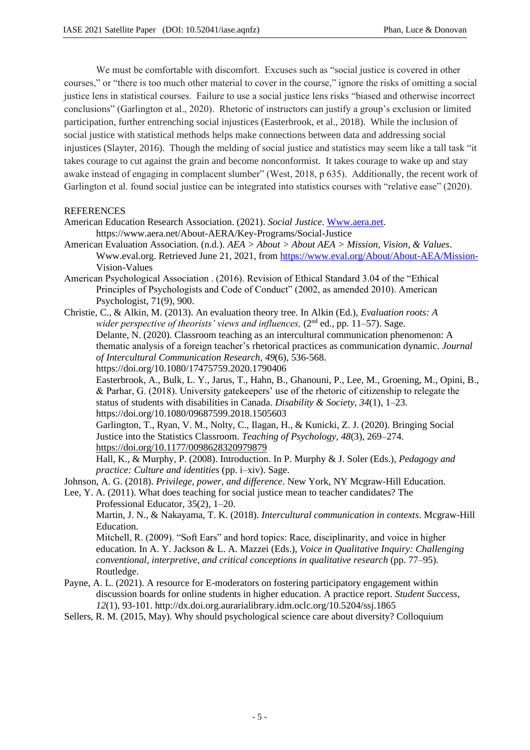We must be comfortable with discomfort. Excuses such as "social justice is covered in other courses," or "there is too much other material to cover in the course," ignore the risks of omitting a social justice lens in statistical courses. Failure to use a social justice lens risks "biased and otherwise incorrect conclusions" (Garlington et al., 2020). Rhetoric of instructors can justify a group's exclusion or limited participation, further entrenching social injustices (Easterbrook, et al., 2018). While the inclusion of social justice with statistical methods helps make connections between data and addressing social injustices (Slayter, 2016). Though the melding of social justice and statistics may seem like a tall task "it takes courage to cut against the grain and become nonconformist. It takes courage to wake up and stay awake instead of engaging in complacent slumber" (West, 2018, p 635). Additionally, the recent work of Garlington et al. found social justice can be integrated into statistics courses with "relative ease" (2020).

REFERENCES

American Education Research Association. (2021). *Social Justice*. Www.aera.net. https://www.aera.net/About-AERA/Key-Programs/Social-Justice

American Evaluation Association. (n.d.). *AEA > About > About AEA > Mission, Vision, & Values*. Www.eval.org. Retrieved June 21, 2021, from https://www.eval.org/About/About-AEA/Mission-Vision-Values

American Psychological Association . (2016). Revision of Ethical Standard 3.04 of the "Ethical Principles of Psychologists and Code of Conduct" (2002, as amended 2010). American Psychologist, 71(9), 900.

Christie, C., & Alkin, M. (2013). An evaluation theory tree. In Alkin (Ed.), *Evaluation roots: A wider perspective of theorists' views and influences,* (2nd ed., pp. 11–57). Sage.

Delante, N. (2020). Classroom teaching as an intercultural communication phenomenon: A thematic analysis of a foreign teacher's rhetorical practices as communication dynamic. *Journal of Intercultural Communication Research*, *49*(6), 536-568. https://doi.org/10.1080/17475759.2020.1790406

Easterbrook, A., Bulk, L. Y., Jarus, T., Hahn, B., Ghanouni, P., Lee, M., Groening, M., Opini, B., & Parhar, G. (2018). University gatekeepers' use of the rhetoric of citizenship to relegate the status of students with disabilities in Canada. *Disability & Society*, *34*(1), 1–23. https://doi.org/10.1080/09687599.2018.1505603

Garlington, T., Ryan, V. M., Nolty, C., Ilagan, H., & Kunicki, Z. J. (2020). Bringing Social Justice into the Statistics Classroom. *Teaching of Psychology*, *48*(3), 269–274. https://doi.org/10.1177/0098628320979879

Hall, K., & Murphy, P. (2008). Introduction. In P. Murphy & J. Soler (Eds.), *Pedagogy and practice: Culture and identities* (pp. i–xiv). Sage.

Johnson, A. G. (2018). *Privilege, power, and difference*. New York, NY Mcgraw-Hill Education.

Lee, Y. A. (2011). What does teaching for social justice mean to teacher candidates? The Professional Educator, 35(2), 1–20.

Martin, J. N., & Nakayama, T. K. (2018). *Intercultural communication in contexts*. Mcgraw-Hill Education.

Mitchell, R. (2009). "Soft Ears" and hord topics: Race, disciplinarity, and voice in higher education. In A. Y. Jackson & L. A. Mazzei (Eds.), *Voice in Qualitative Inquiry: Challenging conventional, interpretive, and critical conceptions in qualitative research* (pp. 77–95). Routledge.

Payne, A. L. (2021). A resource for E-moderators on fostering participatory engagement within discussion boards for online students in higher education. A practice report. *Student Success*, *12*(1), 93-101. http://dx.doi.org.aurarialibrary.idm.oclc.org/10.5204/ssj.1865

Sellers, R. M. (2015, May). Why should psychological science care about diversity? Colloquium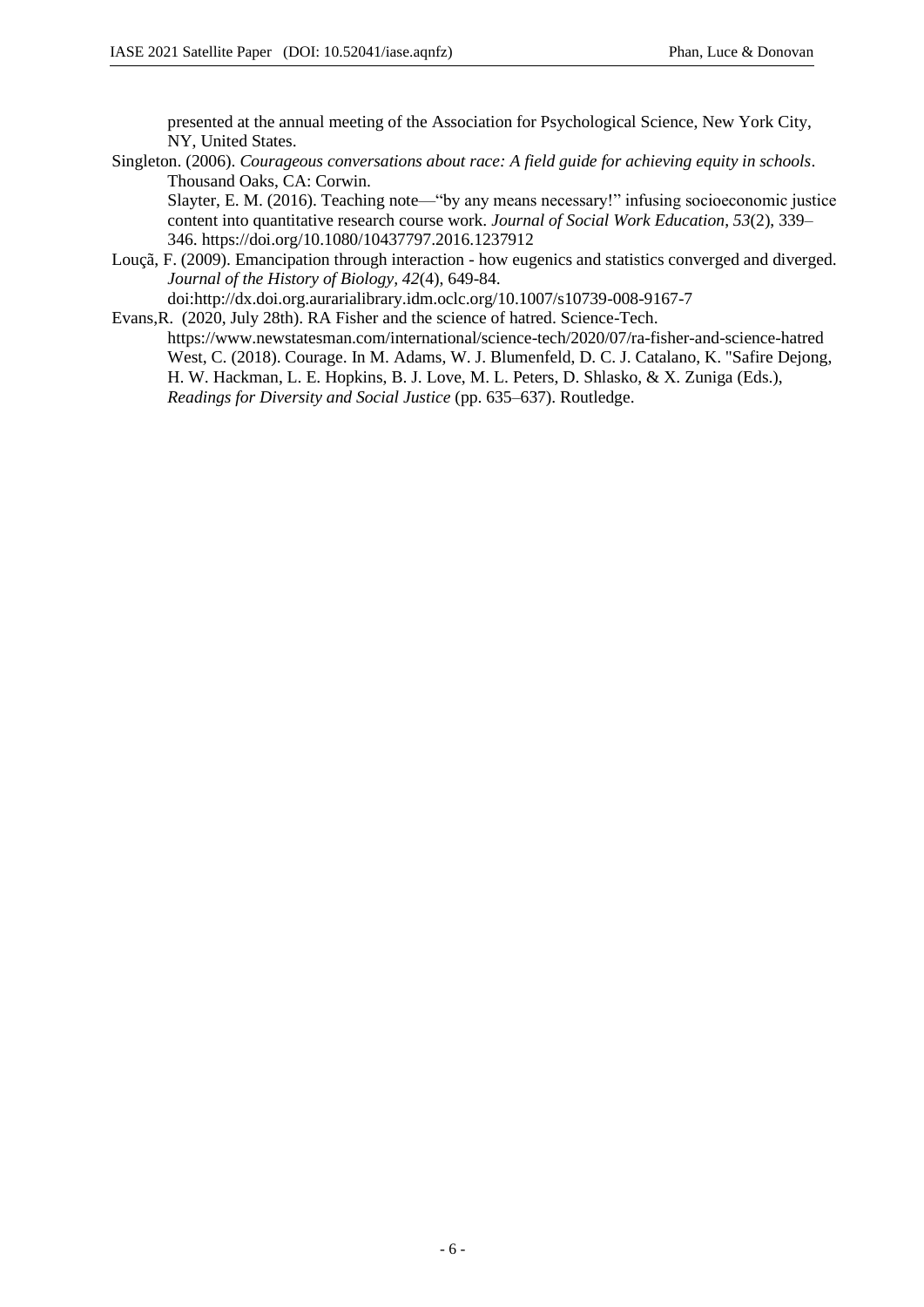presented at the annual meeting of the Association for Psychological Science, New York City, NY, United States.

Singleton. (2006). *Courageous conversations about race: A field guide for achieving equity in schools*. Thousand Oaks, CA: Corwin.

Slayter, E. M. (2016). Teaching note—"by any means necessary!" infusing socioeconomic justice content into quantitative research course work. *Journal of Social Work Education*, *53*(2), 339–346. https://doi.org/10.1080/10437797.2016.1237912

Louçã, F. (2009). Emancipation through interaction - how eugenics and statistics converged and diverged. *Journal of the History of Biology*, *42*(4), 649-84. doi:http://dx.doi.org.aurarialibrary.idm.oclc.org/10.1007/s10739-008-9167-7

Evans,R. (2020, July 28th). RA Fisher and the science of hatred. Science-Tech. https://www.newstatesman.com/international/science-tech/2020/07/ra-fisher-and-science-hatred

West, C. (2018). Courage. In M. Adams, W. J. Blumenfeld, D. C. J. Catalano, K. "Safire Dejong, H. W. Hackman, L. E. Hopkins, B. J. Love, M. L. Peters, D. Shlasko, & X. Zuniga (Eds.), *Readings for Diversity and Social Justice* (pp. 635–637). Routledge.